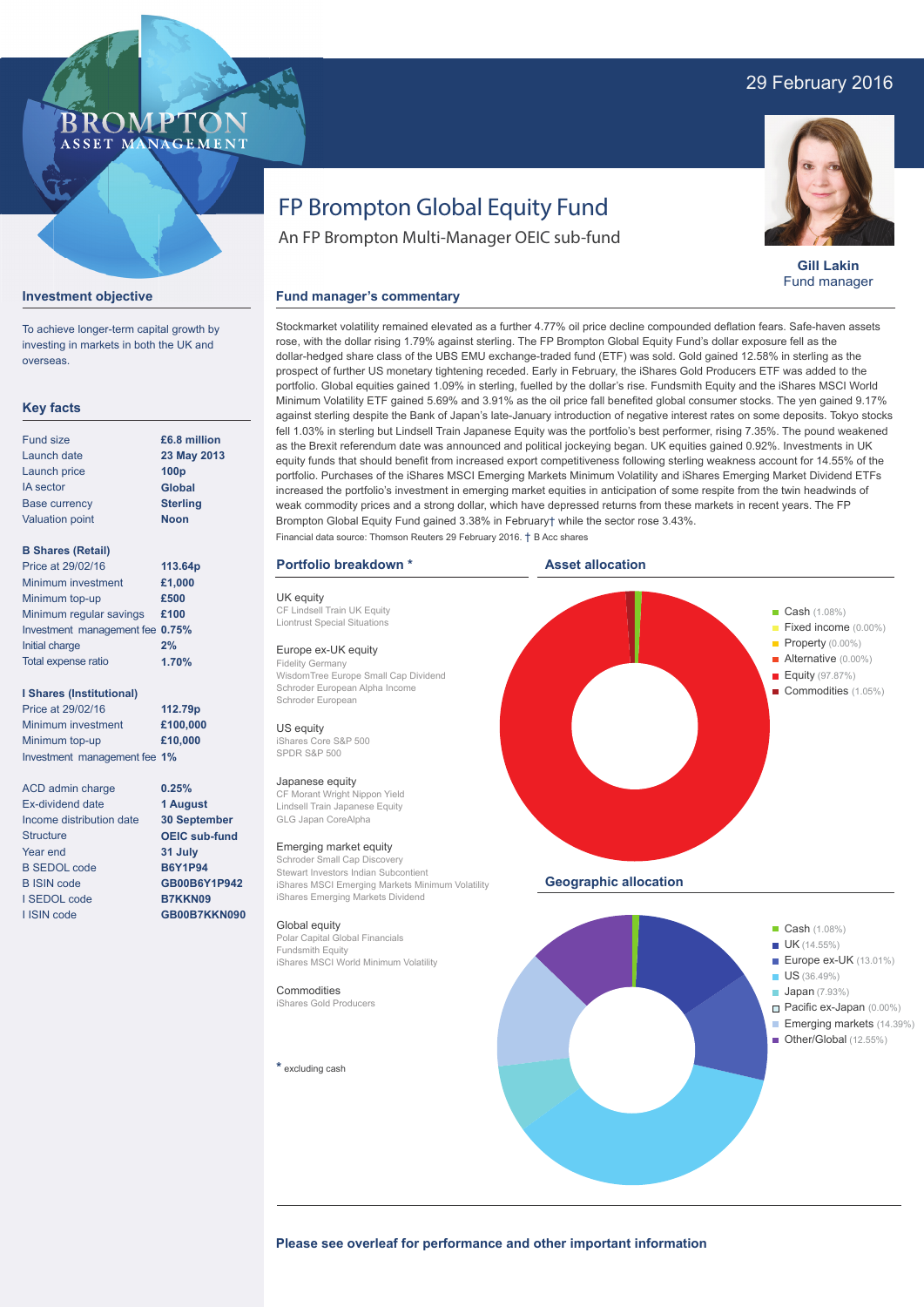29 February 2016

BROMPTON ASSET MANAGEMENT

# FP Brompton Global Equity Fund

An FP Brompton Multi-Manager OEIC sub-fund

**Gill Lakin**
Fund manager

## Investment objective

To achieve longer-term capital growth by investing in markets in both the UK and overseas.

## Key facts

| | |
|---|---|
| Fund size | **£6.8 million** |
| Launch date | **23 May 2013** |
| Launch price | **100p** |
| IA sector | **Global** |
| Base currency | **Sterling** |
| Valuation point | **Noon** |

**B Shares (Retail)**

| | |
|---|---|
| Price at 29/02/16 | **113.64p** |
| Minimum investment | **£1,000** |
| Minimum top-up | **£500** |
| Minimum regular savings | **£100** |
| Investment management fee | **0.75%** |
| Initial charge | **2%** |
| Total expense ratio | **1.70%** |

**I Shares (Institutional)**

| | |
|---|---|
| Price at 29/02/16 | **112.79p** |
| Minimum investment | **£100,000** |
| Minimum top-up | **£10,000** |
| Investment management fee | **1%** |

| | |
|---|---|
| ACD admin charge | **0.25%** |
| Ex-dividend date | **1 August** |
| Income distribution date | **30 September** |
| Structure | **OEIC sub-fund** |
| Year end | **31 July** |
| B SEDOL code | **B6Y1P94** |
| B ISIN code | **GB00B6Y1P942** |
| I SEDOL code | **B7KKN09** |
| I ISIN code | **GB00B7KKN090** |

## Fund manager's commentary

Stockmarket volatility remained elevated as a further 4.77% oil price decline compounded deflation fears. Safe-haven assets rose, with the dollar rising 1.79% against sterling. The FP Brompton Global Equity Fund's dollar exposure fell as the dollar-hedged share class of the UBS EMU exchange-traded fund (ETF) was sold. Gold gained 12.58% in sterling as the prospect of further US monetary tightening receded. Early in February, the iShares Gold Producers ETF was added to the portfolio. Global equities gained 1.09% in sterling, fuelled by the dollar's rise. Fundsmith Equity and the iShares MSCI World Minimum Volatility ETF gained 5.69% and 3.91% as the oil price fall benefited global consumer stocks. The yen gained 9.17% against sterling despite the Bank of Japan's late-January introduction of negative interest rates on some deposits. Tokyo stocks fell 1.03% in sterling but Lindsell Train Japanese Equity was the portfolio's best performer, rising 7.35%. The pound weakened as the Brexit referendum date was announced and political jockeying began. UK equities gained 0.92%. Investments in UK equity funds that should benefit from increased export competitiveness following sterling weakness account for 14.55% of the portfolio. Purchases of the iShares MSCI Emerging Markets Minimum Volatility and iShares Emerging Market Dividend ETFs increased the portfolio's investment in emerging market equities in anticipation of some respite from the twin headwinds of weak commodity prices and a strong dollar, which have depressed returns from these markets in recent years. The FP Brompton Global Equity Fund gained 3.38% in February† while the sector rose 3.43%.

Financial data source: Thomson Reuters 29 February 2016. † B Acc shares

## Portfolio breakdown *

**UK equity**
CF Lindsell Train UK Equity
Liontrust Special Situations

**Europe ex-UK equity**
Fidelity Germany
WisdomTree Europe Small Cap Dividend
Schroder European Alpha Income
Schroder European

**US equity**
iShares Core S&P 500
SPDR S&P 500

**Japanese equity**
CF Morant Wright Nippon Yield
Lindsell Train Japanese Equity
GLG Japan CoreAlpha

**Emerging market equity**
Schroder Small Cap Discovery
Stewart Investors Indian Subcontient
iShares MSCI Emerging Markets Minimum Volatility
iShares Emerging Markets Dividend

**Global equity**
Polar Capital Global Financials
Fundsmith Equity
iShares MSCI World Minimum Volatility

**Commodities**
iShares Gold Producers

* excluding cash

## Asset allocation

- Cash (1.08%)
- Fixed income (0.00%)
- Property (0.00%)
- Alternative (0.00%)
- Equity (97.87%)
- Commodities (1.05%)

## Geographic allocation

- Cash (1.08%)
- UK (14.55%)
- Europe ex-UK (13.01%)
- US (36.49%)
- Japan (7.93%)
- Pacific ex-Japan (0.00%)
- Emerging markets (14.39%)
- Other/Global (12.55%)

**Please see overleaf for performance and other important information**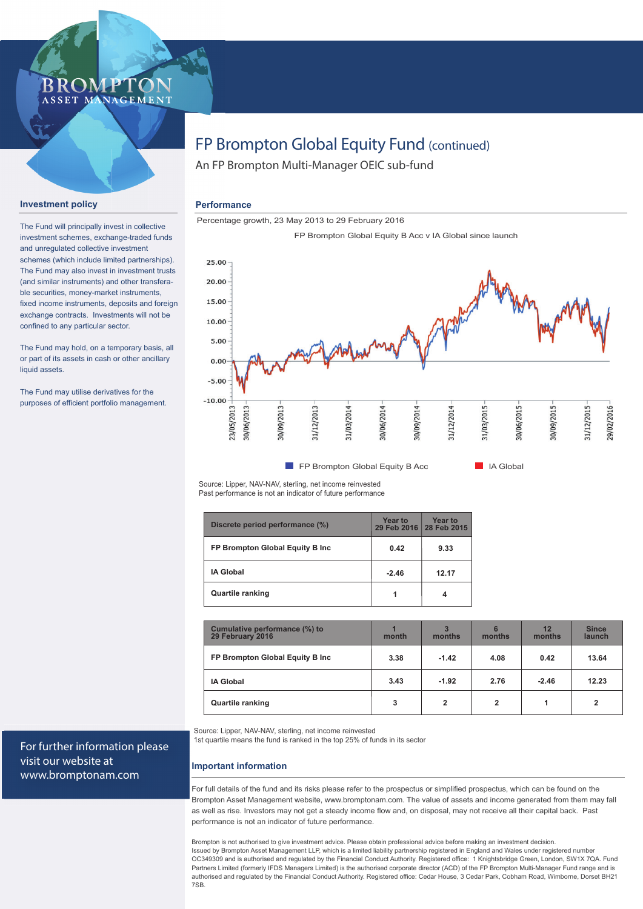BROMPTON
ASSET MANAGEMENT

# FP Brompton Global Equity Fund (continued)

An FP Brompton Multi-Manager OEIC sub-fund

## Investment policy

The Fund will principally invest in collective investment schemes, exchange-traded funds and unregulated collective investment schemes (which include limited partnerships). The Fund may also invest in investment trusts (and similar instruments) and other transferable securities, money-market instruments, fixed income instruments, deposits and foreign exchange contracts. Investments will not be confined to any particular sector.

The Fund may hold, on a temporary basis, all or part of its assets in cash or other ancillary liquid assets.

The Fund may utilise derivatives for the purposes of efficient portfolio management.

## Performance

Percentage growth, 23 May 2013 to 29 February 2016

FP Brompton Global Equity B Acc v IA Global since launch

25.00
20.00
15.00
10.00
5.00
0.00
-5.00
-10.00

23/05/2013
30/06/2013
30/09/2013
31/12/2013
31/03/2014
30/06/2014
30/09/2014
31/12/2014
31/03/2015
30/06/2015
30/09/2015
31/12/2015
29/02/2016

FP Brompton Global Equity B Acc
IA Global

Source: Lipper, NAV-NAV, sterling, net income reinvested
Past performance is not an indicator of future performance

| Discrete period performance (%) | Year to 29 Feb 2016 | Year to 28 Feb 2015 |
|---|---|---|
| FP Brompton Global Equity B Inc | 0.42 | 9.33 |
| IA Global | -2.46 | 12.17 |
| Quartile ranking | 1 | 4 |

| Cumulative performance (%) to 29 February 2016 | 1 month | 3 months | 6 months | 12 months | Since launch |
|---|---|---|---|---|---|
| FP Brompton Global Equity B Inc | 3.38 | -1.42 | 4.08 | 0.42 | 13.64 |
| IA Global | 3.43 | -1.92 | 2.76 | -2.46 | 12.23 |
| Quartile ranking | 3 | 2 | 2 | 1 | 2 |

Source: Lipper, NAV-NAV, sterling, net income reinvested
1st quartile means the fund is ranked in the top 25% of funds in its sector

For further information please visit our website at www.bromptonam.com

## Important information

For full details of the fund and its risks please refer to the prospectus or simplified prospectus, which can be found on the Brompton Asset Management website, www.bromptonam.com. The value of assets and income generated from them may fall as well as rise. Investors may not get a steady income flow and, on disposal, may not receive all their capital back. Past performance is not an indicator of future performance.

Brompton is not authorised to give investment advice. Please obtain professional advice before making an investment decision.
Issued by Brompton Asset Management LLP, which is a limited liability partnership registered in England and Wales under registered number OC349309 and is authorised and regulated by the Financial Conduct Authority. Registered office: 1 Knightsbridge Green, London, SW1X 7QA. Fund Partners Limited (formerly IFDS Managers Limited) is the authorised corporate director (ACD) of the FP Brompton Multi-Manager Fund range and is authorised and regulated by the Financial Conduct Authority. Registered office: Cedar House, 3 Cedar Park, Cobham Road, Wimborne, Dorset BH21 7SB.